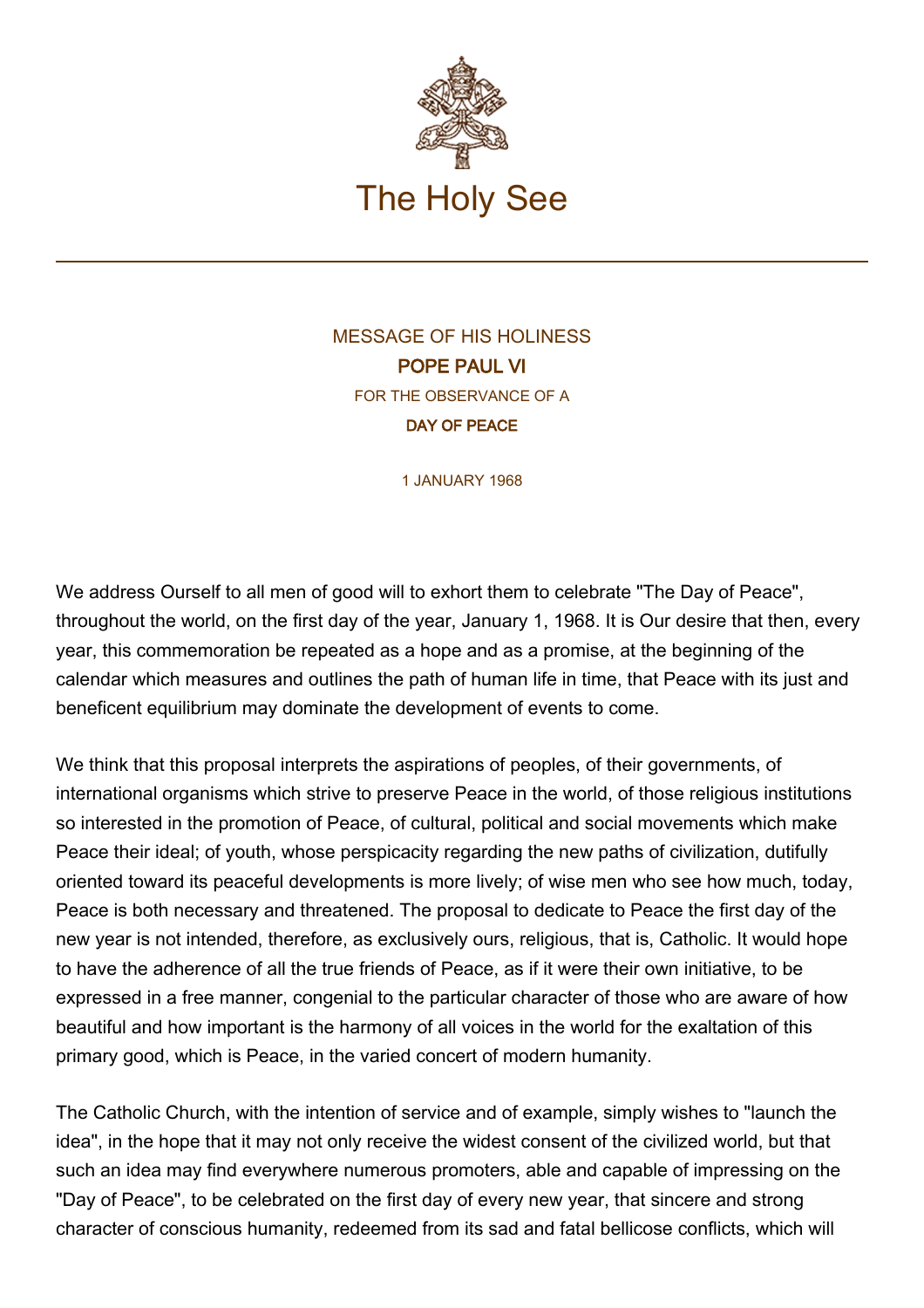# The Holy See

MESSAGE OF HIS HOLINESS
**POPE PAUL VI**
FOR THE OBSERVANCE OF A
**DAY OF PEACE**

1 JANUARY 1968

We address Ourself to all men of good will to exhort them to celebrate "The Day of Peace", throughout the world, on the first day of the year, January 1, 1968. It is Our desire that then, every year, this commemoration be repeated as a hope and as a promise, at the beginning of the calendar which measures and outlines the path of human life in time, that Peace with its just and beneficent equilibrium may dominate the development of events to come.

We think that this proposal interprets the aspirations of peoples, of their governments, of international organisms which strive to preserve Peace in the world, of those religious institutions so interested in the promotion of Peace, of cultural, political and social movements which make Peace their ideal; of youth, whose perspicacity regarding the new paths of civilization, dutifully oriented toward its peaceful developments is more lively; of wise men who see how much, today, Peace is both necessary and threatened. The proposal to dedicate to Peace the first day of the new year is not intended, therefore, as exclusively ours, religious, that is, Catholic. It would hope to have the adherence of all the true friends of Peace, as if it were their own initiative, to be expressed in a free manner, congenial to the particular character of those who are aware of how beautiful and how important is the harmony of all voices in the world for the exaltation of this primary good, which is Peace, in the varied concert of modern humanity.

The Catholic Church, with the intention of service and of example, simply wishes to "launch the idea", in the hope that it may not only receive the widest consent of the civilized world, but that such an idea may find everywhere numerous promoters, able and capable of impressing on the "Day of Peace", to be celebrated on the first day of every new year, that sincere and strong character of conscious humanity, redeemed from its sad and fatal bellicose conflicts, which will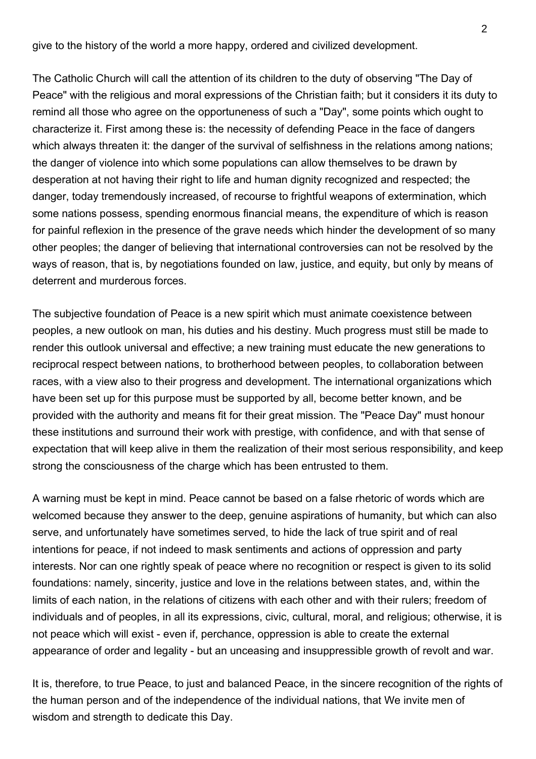give to the history of the world a more happy, ordered and civilized development.

The Catholic Church will call the attention of its children to the duty of observing "The Day of Peace" with the religious and moral expressions of the Christian faith; but it considers it its duty to remind all those who agree on the opportuneness of such a "Day", some points which ought to characterize it. First among these is: the necessity of defending Peace in the face of dangers which always threaten it: the danger of the survival of selfishness in the relations among nations; the danger of violence into which some populations can allow themselves to be drawn by desperation at not having their right to life and human dignity recognized and respected; the danger, today tremendously increased, of recourse to frightful weapons of extermination, which some nations possess, spending enormous financial means, the expenditure of which is reason for painful reflexion in the presence of the grave needs which hinder the development of so many other peoples; the danger of believing that international controversies can not be resolved by the ways of reason, that is, by negotiations founded on law, justice, and equity, but only by means of deterrent and murderous forces.

The subjective foundation of Peace is a new spirit which must animate coexistence between peoples, a new outlook on man, his duties and his destiny. Much progress must still be made to render this outlook universal and effective; a new training must educate the new generations to reciprocal respect between nations, to brotherhood between peoples, to collaboration between races, with a view also to their progress and development. The international organizations which have been set up for this purpose must be supported by all, become better known, and be provided with the authority and means fit for their great mission. The "Peace Day" must honour these institutions and surround their work with prestige, with confidence, and with that sense of expectation that will keep alive in them the realization of their most serious responsibility, and keep strong the consciousness of the charge which has been entrusted to them.

A warning must be kept in mind. Peace cannot be based on a false rhetoric of words which are welcomed because they answer to the deep, genuine aspirations of humanity, but which can also serve, and unfortunately have sometimes served, to hide the lack of true spirit and of real intentions for peace, if not indeed to mask sentiments and actions of oppression and party interests. Nor can one rightly speak of peace where no recognition or respect is given to its solid foundations: namely, sincerity, justice and love in the relations between states, and, within the limits of each nation, in the relations of citizens with each other and with their rulers; freedom of individuals and of peoples, in all its expressions, civic, cultural, moral, and religious; otherwise, it is not peace which will exist - even if, perchance, oppression is able to create the external appearance of order and legality - but an unceasing and insuppressible growth of revolt and war.

It is, therefore, to true Peace, to just and balanced Peace, in the sincere recognition of the rights of the human person and of the independence of the individual nations, that We invite men of wisdom and strength to dedicate this Day.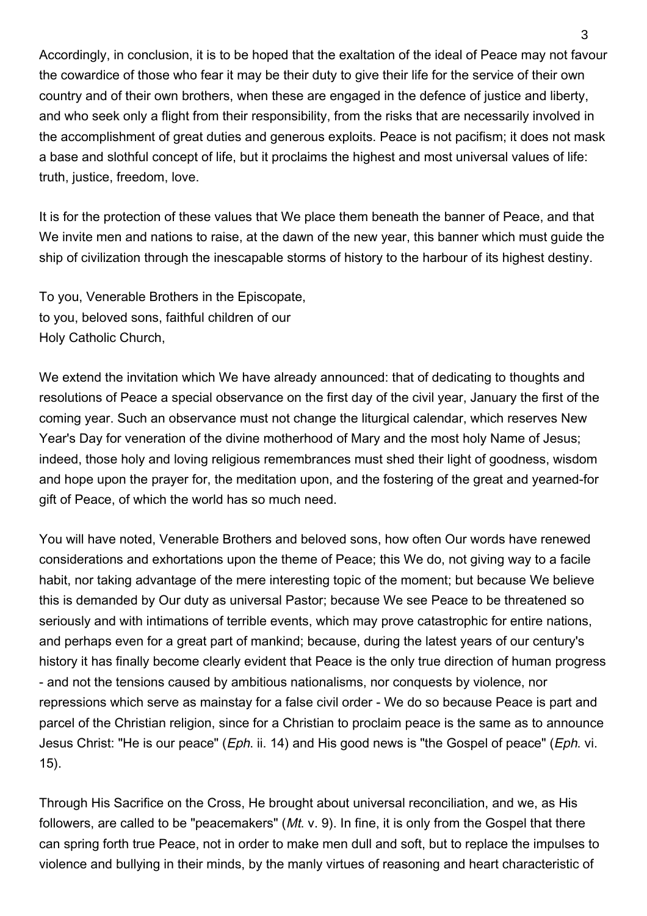Accordingly, in conclusion, it is to be hoped that the exaltation of the ideal of Peace may not favour the cowardice of those who fear it may be their duty to give their life for the service of their own country and of their own brothers, when these are engaged in the defence of justice and liberty, and who seek only a flight from their responsibility, from the risks that are necessarily involved in the accomplishment of great duties and generous exploits. Peace is not pacifism; it does not mask a base and slothful concept of life, but it proclaims the highest and most universal values of life: truth, justice, freedom, love.

It is for the protection of these values that We place them beneath the banner of Peace, and that We invite men and nations to raise, at the dawn of the new year, this banner which must guide the ship of civilization through the inescapable storms of history to the harbour of its highest destiny.

To you, Venerable Brothers in the Episcopate,
to you, beloved sons, faithful children of our
Holy Catholic Church,

We extend the invitation which We have already announced: that of dedicating to thoughts and resolutions of Peace a special observance on the first day of the civil year, January the first of the coming year. Such an observance must not change the liturgical calendar, which reserves New Year's Day for veneration of the divine motherhood of Mary and the most holy Name of Jesus; indeed, those holy and loving religious remembrances must shed their light of goodness, wisdom and hope upon the prayer for, the meditation upon, and the fostering of the great and yearned-for gift of Peace, of which the world has so much need.

You will have noted, Venerable Brothers and beloved sons, how often Our words have renewed considerations and exhortations upon the theme of Peace; this We do, not giving way to a facile habit, nor taking advantage of the mere interesting topic of the moment; but because We believe this is demanded by Our duty as universal Pastor; because We see Peace to be threatened so seriously and with intimations of terrible events, which may prove catastrophic for entire nations, and perhaps even for a great part of mankind; because, during the latest years of our century's history it has finally become clearly evident that Peace is the only true direction of human progress - and not the tensions caused by ambitious nationalisms, nor conquests by violence, nor repressions which serve as mainstay for a false civil order - We do so because Peace is part and parcel of the Christian religion, since for a Christian to proclaim peace is the same as to announce Jesus Christ: "He is our peace" (*Eph*. ii. 14) and His good news is "the Gospel of peace" (*Eph*. vi. 15).

Through His Sacrifice on the Cross, He brought about universal reconciliation, and we, as His followers, are called to be "peacemakers" (*Mt*. v. 9). In fine, it is only from the Gospel that there can spring forth true Peace, not in order to make men dull and soft, but to replace the impulses to violence and bullying in their minds, by the manly virtues of reasoning and heart characteristic of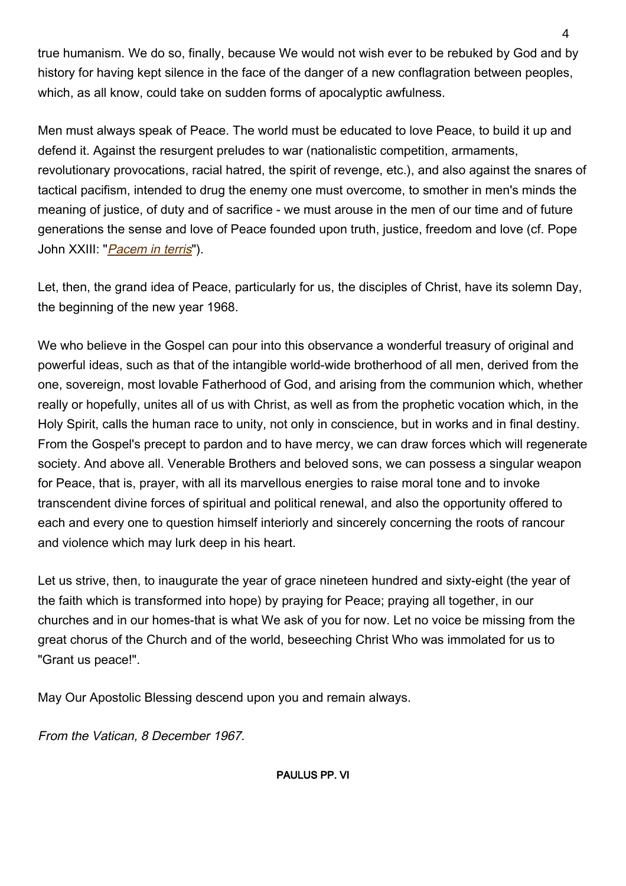true humanism. We do so, finally, because We would not wish ever to be rebuked by God and by history for having kept silence in the face of the danger of a new conflagration between peoples, which, as all know, could take on sudden forms of apocalyptic awfulness.

Men must always speak of Peace. The world must be educated to love Peace, to build it up and defend it. Against the resurgent preludes to war (nationalistic competition, armaments, revolutionary provocations, racial hatred, the spirit of revenge, etc.), and also against the snares of tactical pacifism, intended to drug the enemy one must overcome, to smother in men's minds the meaning of justice, of duty and of sacrifice - we must arouse in the men of our time and of future generations the sense and love of Peace founded upon truth, justice, freedom and love (cf. Pope John XXIII: "*Pacem in terris*").

Let, then, the grand idea of Peace, particularly for us, the disciples of Christ, have its solemn Day, the beginning of the new year 1968.

We who believe in the Gospel can pour into this observance a wonderful treasury of original and powerful ideas, such as that of the intangible world-wide brotherhood of all men, derived from the one, sovereign, most lovable Fatherhood of God, and arising from the communion which, whether really or hopefully, unites all of us with Christ, as well as from the prophetic vocation which, in the Holy Spirit, calls the human race to unity, not only in conscience, but in works and in final destiny. From the Gospel's precept to pardon and to have mercy, we can draw forces which will regenerate society. And above all. Venerable Brothers and beloved sons, we can possess a singular weapon for Peace, that is, prayer, with all its marvellous energies to raise moral tone and to invoke transcendent divine forces of spiritual and political renewal, and also the opportunity offered to each and every one to question himself interiorly and sincerely concerning the roots of rancour and violence which may lurk deep in his heart.

Let us strive, then, to inaugurate the year of grace nineteen hundred and sixty-eight (the year of the faith which is transformed into hope) by praying for Peace; praying all together, in our churches and in our homes-that is what We ask of you for now. Let no voice be missing from the great chorus of the Church and of the world, beseeching Christ Who was immolated for us to "Grant us peace!".

May Our Apostolic Blessing descend upon you and remain always.

*From the Vatican, 8 December 1967*.

**PAULUS PP. VI**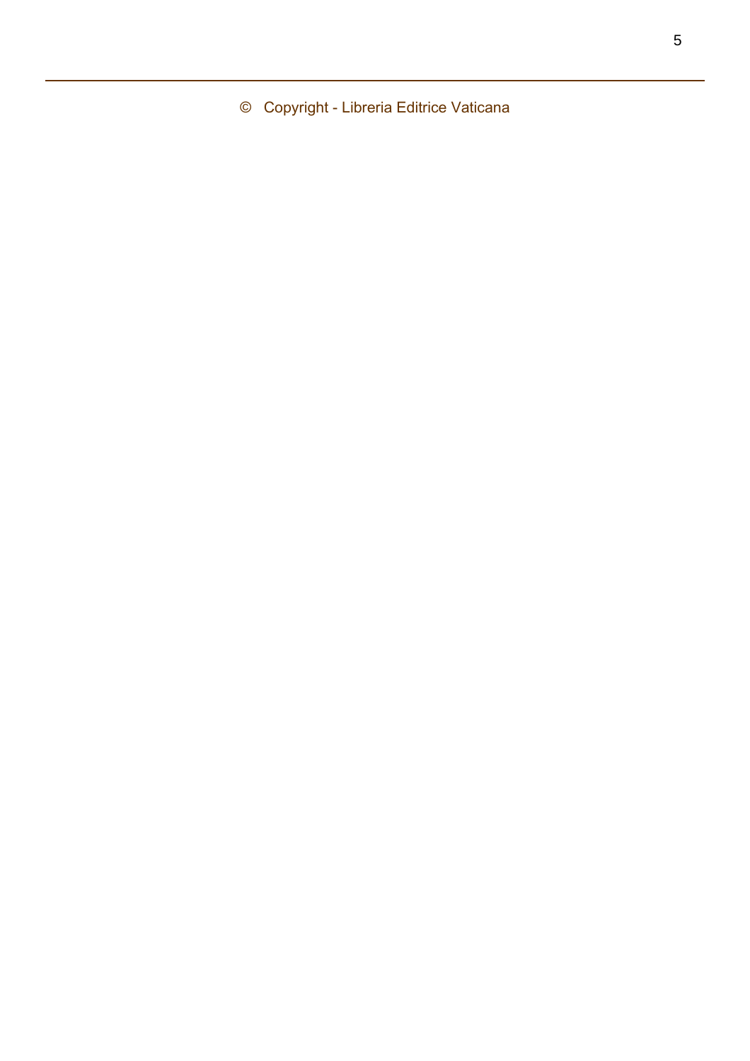© Copyright - Libreria Editrice Vaticana